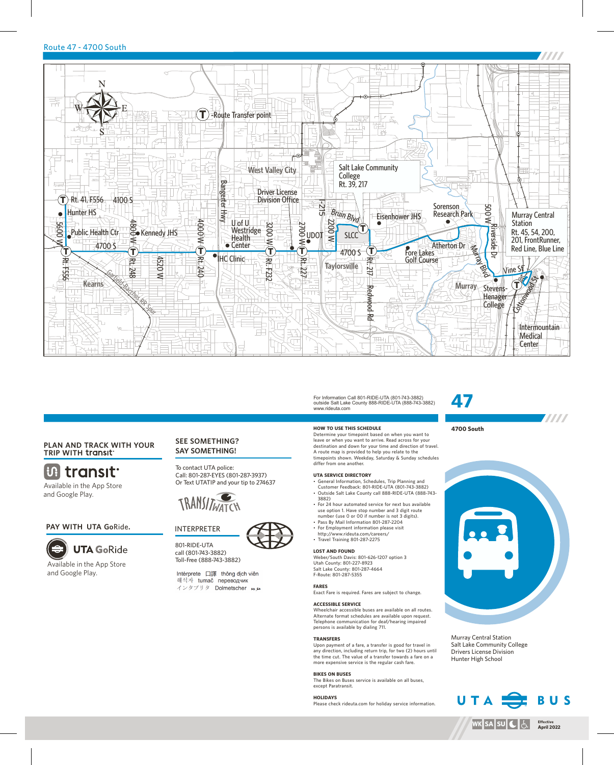## Route 47 - 4700 South

T -Route Transfer point

West Valley City

Salt Lake Community College
Rt. 39, 217

Rt. 41, F556 — 4100 S

Hunter HS

Public Health Ctr

Kennedy JHS

Driver License Division Office

U of U Westridge Health Center

IHC Clinic

UDOT

SLCC

Bruin Blvd

Eisenhower JHS

Sorenson Research Park

Murray Central Station
Rt. 45, 54, 200, 201, FrontRunner, Red Line, Blue Line

4700 S

Fore Lakes Golf Course

Atherton Dr

Taylorsville

Murray

Stevens-Henager College

Vine St

Intermountain Medical Center

Kearns

Garfield-Bacchus RR Spur

5600 W, Rt. F556 · 4800 W, Rt. 248 · 4520 W · 4000 W, Rt. 240 · Bangerter Hwy · 3200 W, Rt. F232 · 2700 W, Rt. 227 · I-215 · 2200 W · Rt. 217 · Redwood Rd · 500 W · Riverside Dr · Murray Blvd · Cottonwood St

For Information Call 801-RIDE-UTA (801-743-3882)
outside Salt Lake County 888-RIDE-UTA (888-743-3882)
www.rideuta.com

# 47

**4700 South**

Murray Central Station
Salt Lake Community College
Drivers License Division
Hunter High School

UTA BUS

WK SA SU

Effective April 2022

### PLAN AND TRACK WITH YOUR TRIP WITH transit·

transit·

Available in the App Store and Google Play.

### PAY WITH UTA GoRide.

UTA GoRide

Available in the App Store and Google Play.

### SEE SOMETHING? SAY SOMETHING!

To contact UTA police:
Call: 801-287-EYES (801-287-3937)
Or Text UTATIP and your tip to 274637

TRANSITWATCH

### INTERPRETER

801-RIDE-UTA
call (801-743-3882)
Toll-Free (888-743-3882)

Intérprete 口譯 thông dịch viên
해석자 tumač переводчик
インタプリタ Dolmetscher مترجم

**HOW TO USE THIS SCHEDULE**
Determine your timepoint based on when you want to leave or when you want to arrive. Read across for your destination and down for your time and direction of travel. A route map is provided to help you relate to the timepoints shown. Weekday, Saturday & Sunday schedules differ from one another.

**UTA SERVICE DIRECTORY**
- General Information, Schedules, Trip Planning and Customer Feedback: 801-RIDE-UTA (801-743-3882)
- Outside Salt Lake County call 888-RIDE-UTA (888-743-3882)
- For 24 hour automated service for next bus available use option 1. Have stop number and 3 digit route number (use 0 or 00 if number is not 3 digits).
- Pass By Mail Information 801-287-2204
- For Employment information please visit http://www.rideuta.com/careers/
- Travel Training 801-287-2275

**LOST AND FOUND**
Weber/South Davis: 801-626-1207 option 3
Utah County: 801-227-8923
Salt Lake County: 801-287-4664
F-Route: 801-287-5355

**FARES**
Exact Fare is required. Fares are subject to change.

**ACCESSIBLE SERVICE**
Wheelchair accessible buses are available on all routes. Alternate format schedules are available upon request. Telephone communication for deaf/hearing impaired persons is available by dialing 711.

**TRANSFERS**
Upon payment of a fare, a transfer is good for travel in any direction, including return trip, for two (2) hours until the time cut. The value of a transfer towards a fare on a more expensive service is the regular cash fare.

**BIKES ON BUSES**
The Bikes on Buses service is available on all buses, except Paratransit.

**HOLIDAYS**
Please check rideuta.com for holiday service information.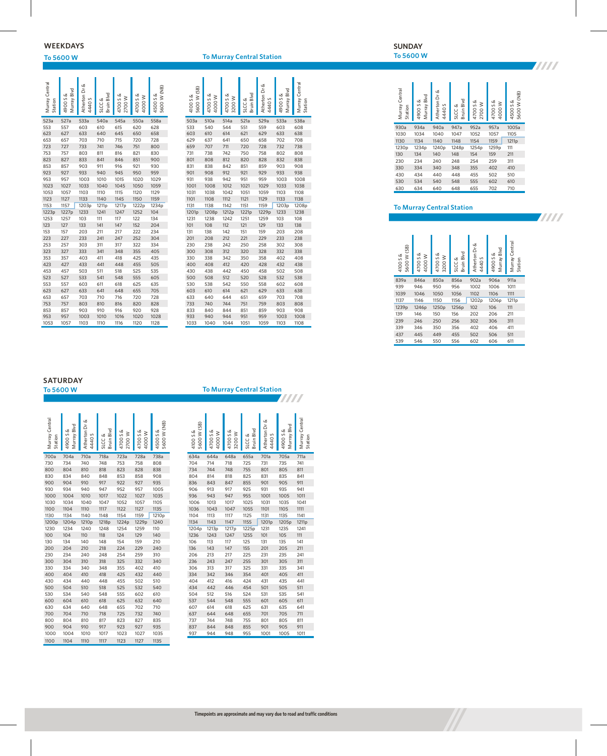## WEEKDAYS

### To 5600 W

| Murray Central Station | 4900 S & Murray Blvd | Atherton Dr & 4440 S | SLCC & Bruin Blvd | 4700 S & 2700 W | 4700 S & 4000 W | 4500 S & 5600 W (NB) |
|---|---|---|---|---|---|---|
| 523a | 527a | 533a | 540a | 545a | 550a | 558a |
| 553 | 557 | 603 | 610 | 615 | 620 | 628 |
| 623 | 627 | 633 | 640 | 645 | 650 | 658 |
| 653 | 657 | 703 | 710 | 715 | 720 | 728 |
| 723 | 727 | 733 | 741 | 746 | 751 | 800 |
| 753 | 757 | 803 | 811 | 816 | 821 | 830 |
| 823 | 827 | 833 | 841 | 846 | 851 | 900 |
| 853 | 857 | 903 | 911 | 916 | 921 | 930 |
| 923 | 927 | 933 | 940 | 945 | 950 | 959 |
| 953 | 957 | 1003 | 1010 | 1015 | 1020 | 1029 |
| 1023 | 1027 | 1033 | 1040 | 1045 | 1050 | 1059 |
| 1053 | 1057 | 1103 | 1110 | 1115 | 1120 | 1129 |
| 1123 | 1127 | 1133 | 1140 | 1145 | 1150 | 1159 |
| 1153 | 1157 | 1203p | 1211p | 1217p | 1222p | 1234p |
| 1223p | 1227p | 1233 | 1241 | 1247 | 1252 | 104 |
| 1253 | 1257 | 103 | 111 | 117 | 122 | 134 |
| 123 | 127 | 133 | 141 | 147 | 152 | 204 |
| 153 | 157 | 203 | 211 | 217 | 222 | 234 |
| 223 | 227 | 233 | 241 | 247 | 252 | 304 |
| 253 | 257 | 303 | 311 | 317 | 322 | 334 |
| 323 | 327 | 333 | 341 | 348 | 355 | 405 |
| 353 | 357 | 403 | 411 | 418 | 425 | 435 |
| 423 | 427 | 433 | 441 | 448 | 455 | 505 |
| 453 | 457 | 503 | 511 | 518 | 525 | 535 |
| 523 | 527 | 533 | 541 | 548 | 555 | 605 |
| 553 | 557 | 603 | 611 | 618 | 625 | 635 |
| 623 | 627 | 633 | 641 | 648 | 655 | 705 |
| 653 | 657 | 703 | 710 | 716 | 720 | 728 |
| 753 | 757 | 803 | 810 | 816 | 820 | 828 |
| 853 | 857 | 903 | 910 | 916 | 920 | 928 |
| 953 | 957 | 1003 | 1010 | 1016 | 1020 | 1028 |
| 1053 | 1057 | 1103 | 1110 | 1116 | 1120 | 1128 |

### To Murray Central Station

| 4100 S & 5600 W (SB) | 4700 S & 4000 W | 4700 S & 3200 W | SLCC & Bruin Blvd | Atherton Dr & 4440 S | 4900 S & Murray Blvd | Murray Central Station |
|---|---|---|---|---|---|---|
| 503a | 510a | 514a | 521a | 529a | 533a | 538a |
| 533 | 540 | 544 | 551 | 559 | 603 | 608 |
| 603 | 610 | 614 | 621 | 629 | 633 | 638 |
| 629 | 637 | 641 | 650 | 658 | 702 | 708 |
| 659 | 707 | 711 | 720 | 728 | 732 | 738 |
| 731 | 738 | 742 | 750 | 758 | 802 | 808 |
| 801 | 808 | 812 | 820 | 828 | 832 | 838 |
| 831 | 838 | 842 | 851 | 859 | 903 | 908 |
| 901 | 908 | 912 | 921 | 929 | 933 | 938 |
| 931 | 938 | 942 | 951 | 959 | 1003 | 1008 |
| 1001 | 1008 | 1012 | 1021 | 1029 | 1033 | 1038 |
| 1031 | 1038 | 1042 | 1051 | 1059 | 1103 | 1108 |
| 1101 | 1108 | 1112 | 1121 | 1129 | 1133 | 1138 |
| 1131 | 1138 | 1142 | 1151 | 1159 | 1203p | 1208p |
| 1201p | 1208p | 1212p | 1221p | 1229p | 1233 | 1238 |
| 1231 | 1238 | 1242 | 1251 | 1259 | 103 | 108 |
| 101 | 108 | 112 | 121 | 129 | 133 | 138 |
| 131 | 138 | 142 | 151 | 159 | 203 | 208 |
| 201 | 208 | 212 | 221 | 229 | 233 | 238 |
| 230 | 238 | 242 | 250 | 258 | 302 | 308 |
| 300 | 308 | 312 | 320 | 328 | 332 | 338 |
| 330 | 338 | 342 | 350 | 358 | 402 | 408 |
| 400 | 408 | 412 | 420 | 428 | 432 | 438 |
| 430 | 438 | 442 | 450 | 458 | 502 | 508 |
| 500 | 508 | 512 | 520 | 528 | 532 | 538 |
| 530 | 538 | 542 | 550 | 558 | 602 | 608 |
| 603 | 610 | 614 | 621 | 629 | 633 | 638 |
| 633 | 640 | 644 | 651 | 659 | 703 | 708 |
| 733 | 740 | 744 | 751 | 759 | 803 | 808 |
| 833 | 840 | 844 | 851 | 859 | 903 | 908 |
| 933 | 940 | 944 | 951 | 959 | 1003 | 1008 |
| 1033 | 1040 | 1044 | 1051 | 1059 | 1103 | 1108 |

## SUNDAY

### To 5600 W

| Murray Central Station | 4900 S & Murray Blvd | Atherton Dr & 4440 S | SLCC & Bruin Blvd | 4700 S & 2700 W | 4700 S & 4000 W | 4500 S & 5600 W (NB) |
|---|---|---|---|---|---|---|
| 930a | 934a | 940a | 947a | 952a | 957a | 1005a |
| 1030 | 1034 | 1040 | 1047 | 1052 | 1057 | 1105 |
| 1130 | 1134 | 1140 | 1148 | 1154 | 1159 | 1211p |
| 1230p | 1234p | 1240p | 1248p | 1254p | 1259p | 111 |
| 130 | 134 | 140 | 148 | 154 | 159 | 211 |
| 230 | 234 | 240 | 248 | 254 | 259 | 311 |
| 330 | 334 | 340 | 348 | 355 | 402 | 410 |
| 430 | 434 | 440 | 448 | 455 | 502 | 510 |
| 530 | 534 | 540 | 548 | 555 | 602 | 610 |
| 630 | 634 | 640 | 648 | 655 | 702 | 710 |

### To Murray Central Station

| 4100 S & 5600 W (SB) | 4700 S & 4000 W | 4700 S & 3200 W | SLCC & Bruin Blvd | Atherton Dr & 4440 S | 4900 S & Murray Blvd | Murray Central Station |
|---|---|---|---|---|---|---|
| 839a | 846a | 850a | 856a | 902a | 906a | 911a |
| 939 | 946 | 950 | 956 | 1002 | 1006 | 1011 |
| 1039 | 1046 | 1050 | 1056 | 1102 | 1106 | 1111 |
| 1137 | 1146 | 1150 | 1156 | 1202p | 1206p | 1211p |
| 1239p | 1246p | 1250p | 1256p | 102 | 106 | 111 |
| 139 | 146 | 150 | 156 | 202 | 206 | 211 |
| 239 | 246 | 250 | 256 | 302 | 306 | 311 |
| 339 | 346 | 350 | 356 | 402 | 406 | 411 |
| 437 | 445 | 449 | 455 | 502 | 506 | 511 |
| 539 | 546 | 550 | 556 | 602 | 606 | 611 |

## SATURDAY

### To 5600 W

| Murray Central Station | 4900 S & Murray Blvd | Atherton Dr & 4440 S | SLCC & Bruin Blvd | 4700 S & 2700 W | 4700 S & 4000 W | 4500 S & 5600 W (NB) |
|---|---|---|---|---|---|---|
| 700a | 704a | 710a | 718a | 723a | 728a | 738a |
| 730 | 734 | 740 | 748 | 753 | 758 | 808 |
| 800 | 804 | 810 | 818 | 823 | 828 | 838 |
| 830 | 834 | 840 | 848 | 853 | 858 | 908 |
| 900 | 904 | 910 | 917 | 922 | 927 | 935 |
| 930 | 934 | 940 | 947 | 952 | 957 | 1005 |
| 1000 | 1004 | 1010 | 1017 | 1022 | 1027 | 1035 |
| 1030 | 1034 | 1040 | 1047 | 1052 | 1057 | 1105 |
| 1100 | 1104 | 1110 | 1117 | 1122 | 1127 | 1135 |
| 1130 | 1134 | 1140 | 1148 | 1154 | 1159 | 1210p |
| 1200p | 1204p | 1210p | 1218p | 1224p | 1229p | 1240 |
| 1230 | 1234 | 1240 | 1248 | 1254 | 1259 | 110 |
| 100 | 104 | 110 | 118 | 124 | 129 | 140 |
| 130 | 134 | 140 | 148 | 154 | 159 | 210 |
| 200 | 204 | 210 | 218 | 224 | 229 | 240 |
| 230 | 234 | 240 | 248 | 254 | 259 | 310 |
| 300 | 304 | 310 | 318 | 325 | 332 | 340 |
| 330 | 334 | 340 | 348 | 355 | 402 | 410 |
| 400 | 404 | 410 | 418 | 425 | 432 | 440 |
| 430 | 434 | 440 | 448 | 455 | 502 | 510 |
| 500 | 504 | 510 | 518 | 525 | 532 | 540 |
| 530 | 534 | 540 | 548 | 555 | 602 | 610 |
| 600 | 604 | 610 | 618 | 625 | 632 | 640 |
| 630 | 634 | 640 | 648 | 655 | 702 | 710 |
| 700 | 704 | 710 | 718 | 725 | 732 | 740 |
| 800 | 804 | 810 | 817 | 823 | 827 | 835 |
| 900 | 904 | 910 | 917 | 923 | 927 | 935 |
| 1000 | 1004 | 1010 | 1017 | 1023 | 1027 | 1035 |
| 1100 | 1104 | 1110 | 1117 | 1123 | 1127 | 1135 |

### To Murray Central Station

| 4100 S & 5600 W (SB) | 4700 S & 4000 W | 4700 S & 3200 W | SLCC & Bruin Blvd | Atherton Dr & 4440 S | 4900 S & Murray Blvd | Murray Central Station |
|---|---|---|---|---|---|---|
| 634a | 644a | 648a | 655a | 701a | 705a | 711a |
| 704 | 714 | 718 | 725 | 731 | 735 | 741 |
| 734 | 744 | 748 | 755 | 801 | 805 | 811 |
| 804 | 814 | 818 | 825 | 831 | 835 | 841 |
| 836 | 843 | 847 | 855 | 901 | 905 | 911 |
| 906 | 913 | 917 | 925 | 931 | 935 | 941 |
| 936 | 943 | 947 | 955 | 1001 | 1005 | 1011 |
| 1006 | 1013 | 1017 | 1025 | 1031 | 1035 | 1041 |
| 1036 | 1043 | 1047 | 1055 | 1101 | 1105 | 1111 |
| 1104 | 1113 | 1117 | 1125 | 1131 | 1135 | 1141 |
| 1134 | 1143 | 1147 | 1155 | 1201p | 1205p | 1211p |
| 1204p | 1213p | 1217p | 1225p | 1231 | 1235 | 1241 |
| 1236 | 1243 | 1247 | 1255 | 101 | 105 | 111 |
| 106 | 113 | 117 | 125 | 131 | 135 | 141 |
| 136 | 143 | 147 | 155 | 201 | 205 | 211 |
| 206 | 213 | 217 | 225 | 231 | 235 | 241 |
| 236 | 243 | 247 | 255 | 301 | 305 | 311 |
| 306 | 313 | 317 | 325 | 331 | 335 | 341 |
| 334 | 342 | 346 | 354 | 401 | 405 | 411 |
| 404 | 412 | 416 | 424 | 431 | 435 | 441 |
| 434 | 442 | 446 | 454 | 501 | 505 | 511 |
| 504 | 512 | 516 | 524 | 531 | 535 | 541 |
| 537 | 544 | 548 | 555 | 601 | 605 | 611 |
| 607 | 614 | 618 | 625 | 631 | 635 | 641 |
| 637 | 644 | 648 | 655 | 701 | 705 | 711 |
| 737 | 744 | 748 | 755 | 801 | 805 | 811 |
| 837 | 844 | 848 | 855 | 901 | 905 | 911 |
| 937 | 944 | 948 | 955 | 1001 | 1005 | 1011 |

**Timepoints are approximate and may vary due to road and traffic conditions**